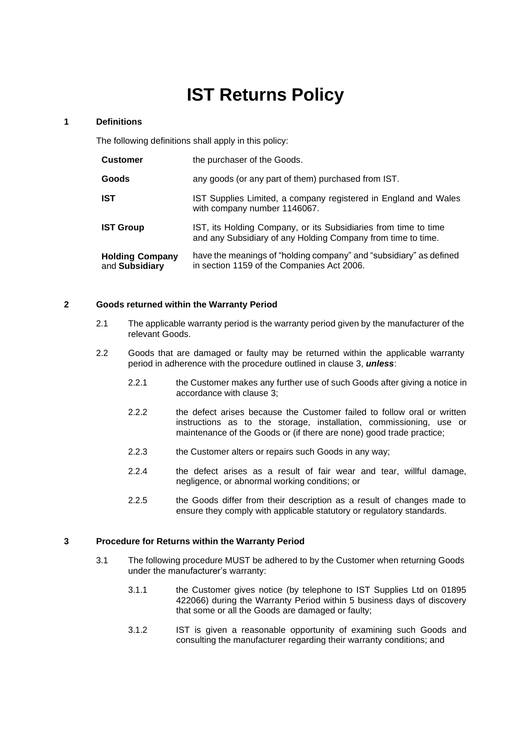# IST Returns Policy

## 1 Definitions

The following definitions shall apply in this policy:

| | |
|---|---|
| **Customer** | the purchaser of the Goods. |
| **Goods** | any goods (or any part of them) purchased from IST. |
| **IST** | IST Supplies Limited, a company registered in England and Wales with company number 1146067. |
| **IST Group** | IST, its Holding Company, or its Subsidiaries from time to time and any Subsidiary of any Holding Company from time to time. |
| **Holding Company** and **Subsidiary** | have the meanings of "holding company" and "subsidiary" as defined in section 1159 of the Companies Act 2006. |

## 2 Goods returned within the Warranty Period

2.1 The applicable warranty period is the warranty period given by the manufacturer of the relevant Goods.

2.2 Goods that are damaged or faulty may be returned within the applicable warranty period in adherence with the procedure outlined in clause 3, ***unless***:

- 2.2.1 the Customer makes any further use of such Goods after giving a notice in accordance with clause 3;
- 2.2.2 the defect arises because the Customer failed to follow oral or written instructions as to the storage, installation, commissioning, use or maintenance of the Goods or (if there are none) good trade practice;
- 2.2.3 the Customer alters or repairs such Goods in any way;
- 2.2.4 the defect arises as a result of fair wear and tear, willful damage, negligence, or abnormal working conditions; or
- 2.2.5 the Goods differ from their description as a result of changes made to ensure they comply with applicable statutory or regulatory standards.

## 3 Procedure for Returns within the Warranty Period

3.1 The following procedure MUST be adhered to by the Customer when returning Goods under the manufacturer's warranty:

- 3.1.1 the Customer gives notice (by telephone to IST Supplies Ltd on 01895 422066) during the Warranty Period within 5 business days of discovery that some or all the Goods are damaged or faulty;
- 3.1.2 IST is given a reasonable opportunity of examining such Goods and consulting the manufacturer regarding their warranty conditions; and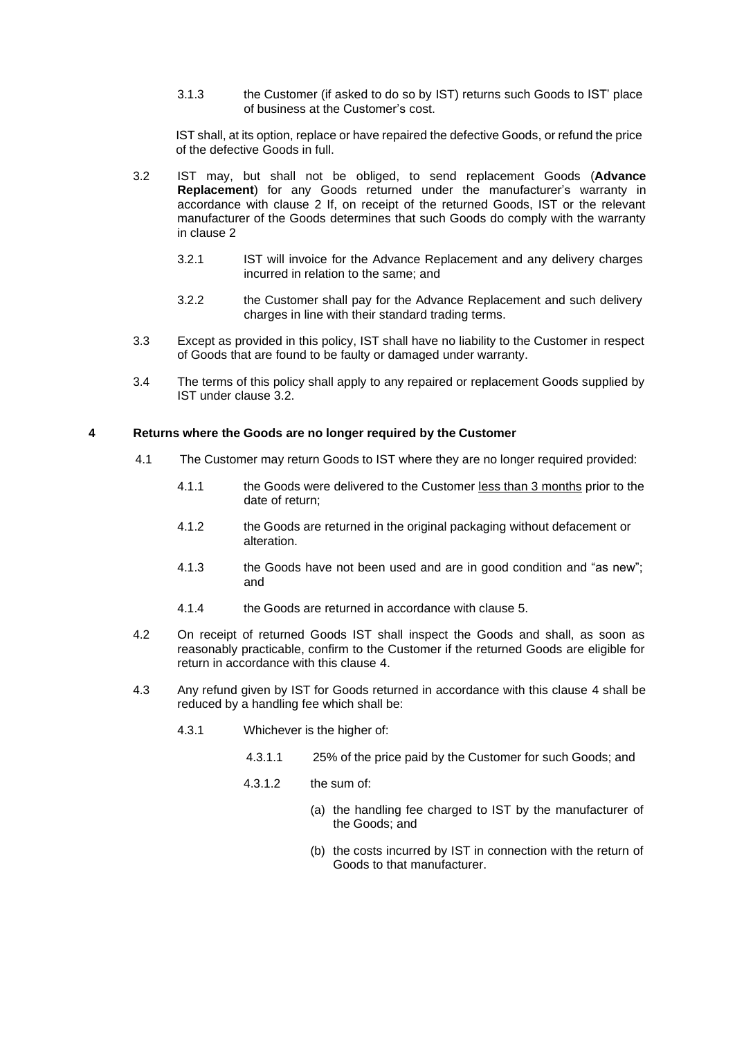3.1.3 the Customer (if asked to do so by IST) returns such Goods to IST' place of business at the Customer's cost.

IST shall, at its option, replace or have repaired the defective Goods, or refund the price of the defective Goods in full.

3.2 IST may, but shall not be obliged, to send replacement Goods (**Advance Replacement**) for any Goods returned under the manufacturer's warranty in accordance with clause 2 If, on receipt of the returned Goods, IST or the relevant manufacturer of the Goods determines that such Goods do comply with the warranty in clause 2

3.2.1 IST will invoice for the Advance Replacement and any delivery charges incurred in relation to the same; and

3.2.2 the Customer shall pay for the Advance Replacement and such delivery charges in line with their standard trading terms.

3.3 Except as provided in this policy, IST shall have no liability to the Customer in respect of Goods that are found to be faulty or damaged under warranty.

3.4 The terms of this policy shall apply to any repaired or replacement Goods supplied by IST under clause 3.2.

## 4 Returns where the Goods are no longer required by the Customer

4.1 The Customer may return Goods to IST where they are no longer required provided:

4.1.1 the Goods were delivered to the Customer less than 3 months prior to the date of return;

4.1.2 the Goods are returned in the original packaging without defacement or alteration.

4.1.3 the Goods have not been used and are in good condition and "as new"; and

4.1.4 the Goods are returned in accordance with clause 5.

4.2 On receipt of returned Goods IST shall inspect the Goods and shall, as soon as reasonably practicable, confirm to the Customer if the returned Goods are eligible for return in accordance with this clause 4.

4.3 Any refund given by IST for Goods returned in accordance with this clause 4 shall be reduced by a handling fee which shall be:

4.3.1 Whichever is the higher of:

4.3.1.1 25% of the price paid by the Customer for such Goods; and

4.3.1.2 the sum of:

(a) the handling fee charged to IST by the manufacturer of the Goods; and

(b) the costs incurred by IST in connection with the return of Goods to that manufacturer.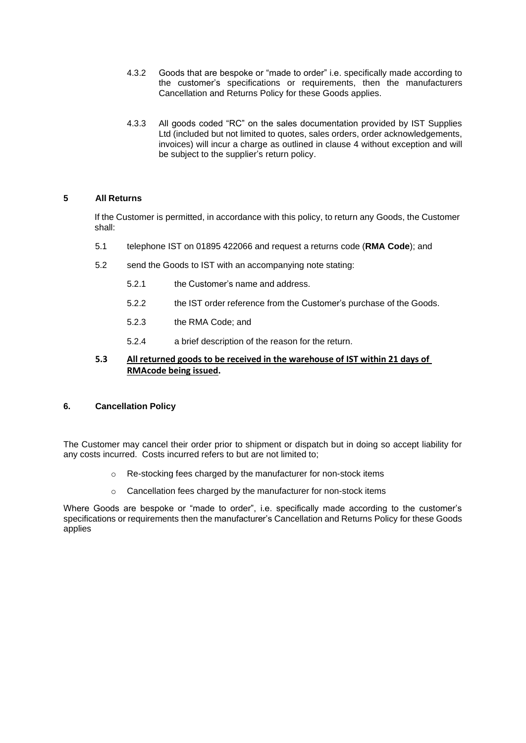4.3.2 Goods that are bespoke or "made to order" i.e. specifically made according to the customer's specifications or requirements, then the manufacturers Cancellation and Returns Policy for these Goods applies.

4.3.3 All goods coded "RC" on the sales documentation provided by IST Supplies Ltd (included but not limited to quotes, sales orders, order acknowledgements, invoices) will incur a charge as outlined in clause 4 without exception and will be subject to the supplier's return policy.

## 5 All Returns

If the Customer is permitted, in accordance with this policy, to return any Goods, the Customer shall:

5.1 telephone IST on 01895 422066 and request a returns code (**RMA Code**); and

5.2 send the Goods to IST with an accompanying note stating:

5.2.1 the Customer's name and address.

5.2.2 the IST order reference from the Customer's purchase of the Goods.

5.2.3 the RMA Code; and

5.2.4 a brief description of the reason for the return.

**5.3 <u>All returned goods to be received in the warehouse of IST within 21 days of RMAcode being issued</u>.**

## 6. Cancellation Policy

The Customer may cancel their order prior to shipment or dispatch but in doing so accept liability for any costs incurred. Costs incurred refers to but are not limited to;

- Re-stocking fees charged by the manufacturer for non-stock items
- Cancellation fees charged by the manufacturer for non-stock items

Where Goods are bespoke or "made to order", i.e. specifically made according to the customer's specifications or requirements then the manufacturer's Cancellation and Returns Policy for these Goods applies